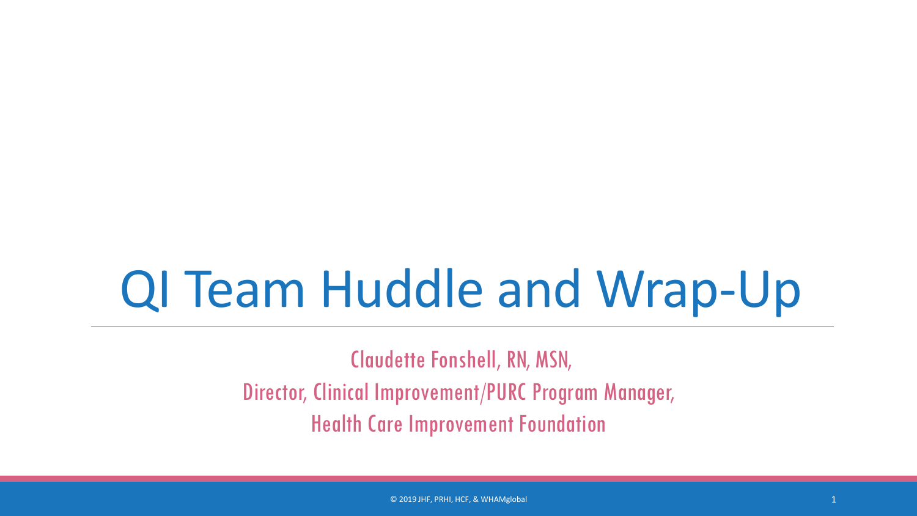# QI Team Huddle and Wrap-Up

Claudette Fonshell, RN, MSN,

Director, Clinical Improvement/PURC Program Manager,

Health Care Improvement Foundation

© 2019 JHF, PRHI, HCF, & WHAMglobal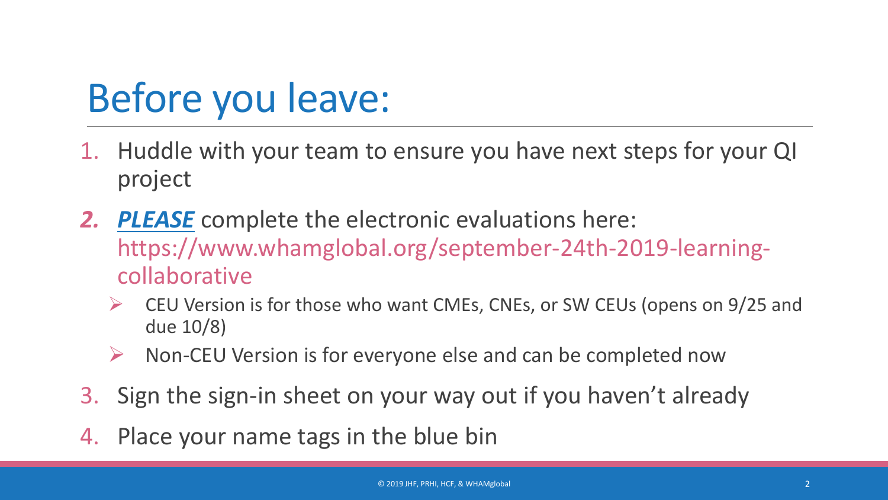# Before you leave:

1. Huddle with your team to ensure you have next steps for your QI project
2. ***PLEASE*** complete the electronic evaluations here: https://www.whamglobal.org/september-24th-2019-learning-collaborative
   - CEU Version is for those who want CMEs, CNEs, or SW CEUs (opens on 9/25 and due 10/8)
   - Non-CEU Version is for everyone else and can be completed now
3. Sign the sign-in sheet on your way out if you haven't already
4. Place your name tags in the blue bin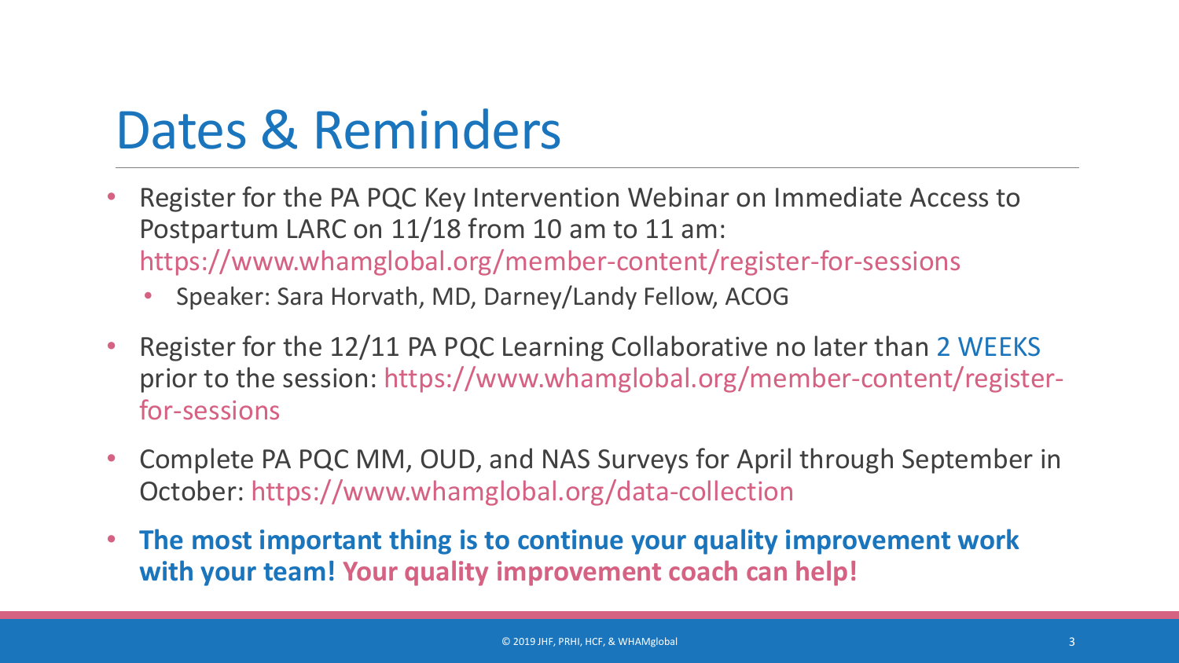# Dates & Reminders

- Register for the PA PQC Key Intervention Webinar on Immediate Access to Postpartum LARC on 11/18 from 10 am to 11 am: https://www.whamglobal.org/member-content/register-for-sessions
  - Speaker: Sara Horvath, MD, Darney/Landy Fellow, ACOG
- Register for the 12/11 PA PQC Learning Collaborative no later than 2 WEEKS prior to the session: https://www.whamglobal.org/member-content/register-for-sessions
- Complete PA PQC MM, OUD, and NAS Surveys for April through September in October: https://www.whamglobal.org/data-collection
- **The most important thing is to continue your quality improvement work with your team! Your quality improvement coach can help!**

© 2019 JHF, PRHI, HCF, & WHAMglobal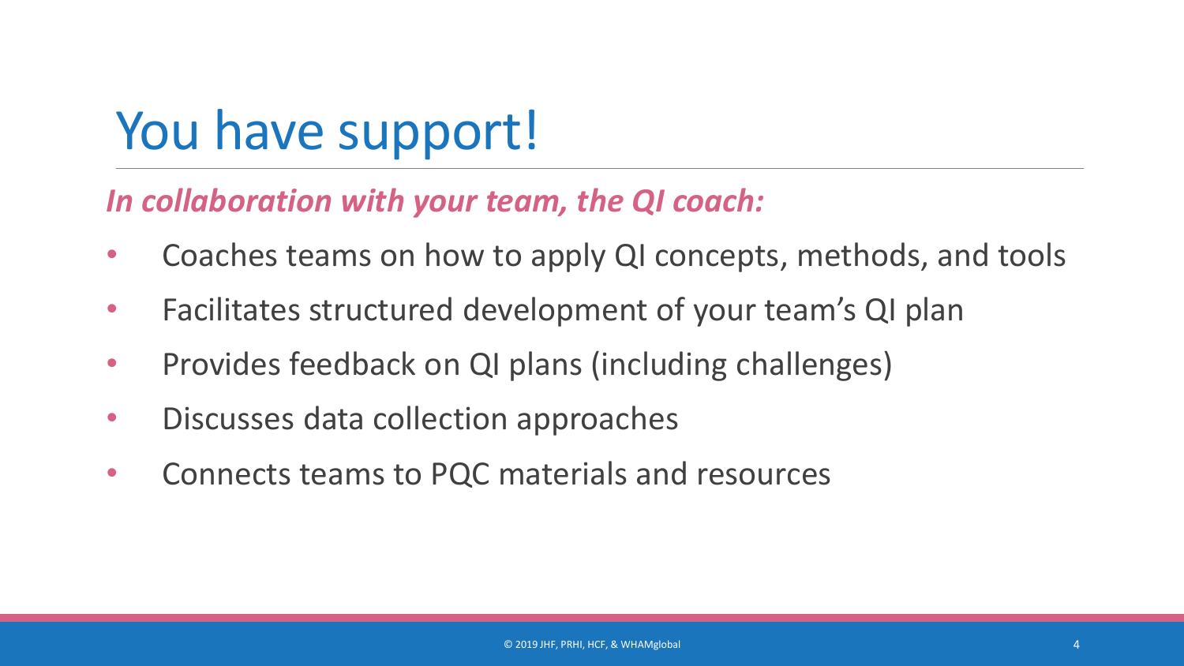# You have support!

***In collaboration with your team, the QI coach:***

- Coaches teams on how to apply QI concepts, methods, and tools
- Facilitates structured development of your team's QI plan
- Provides feedback on QI plans (including challenges)
- Discusses data collection approaches
- Connects teams to PQC materials and resources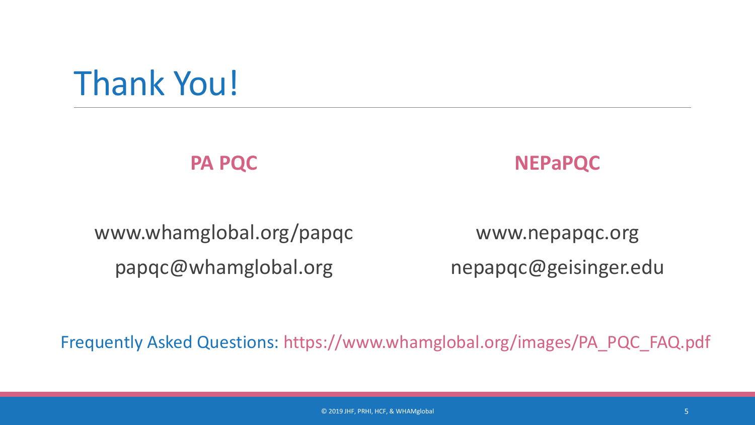# Thank You!

**PA PQC**

www.whamglobal.org/papqc

papqc@whamglobal.org

**NEPaPQC**

www.nepapqc.org

nepapqc@geisinger.edu

Frequently Asked Questions: https://www.whamglobal.org/images/PA_PQC_FAQ.pdf

© 2019 JHF, PRHI, HCF, & WHAMglobal